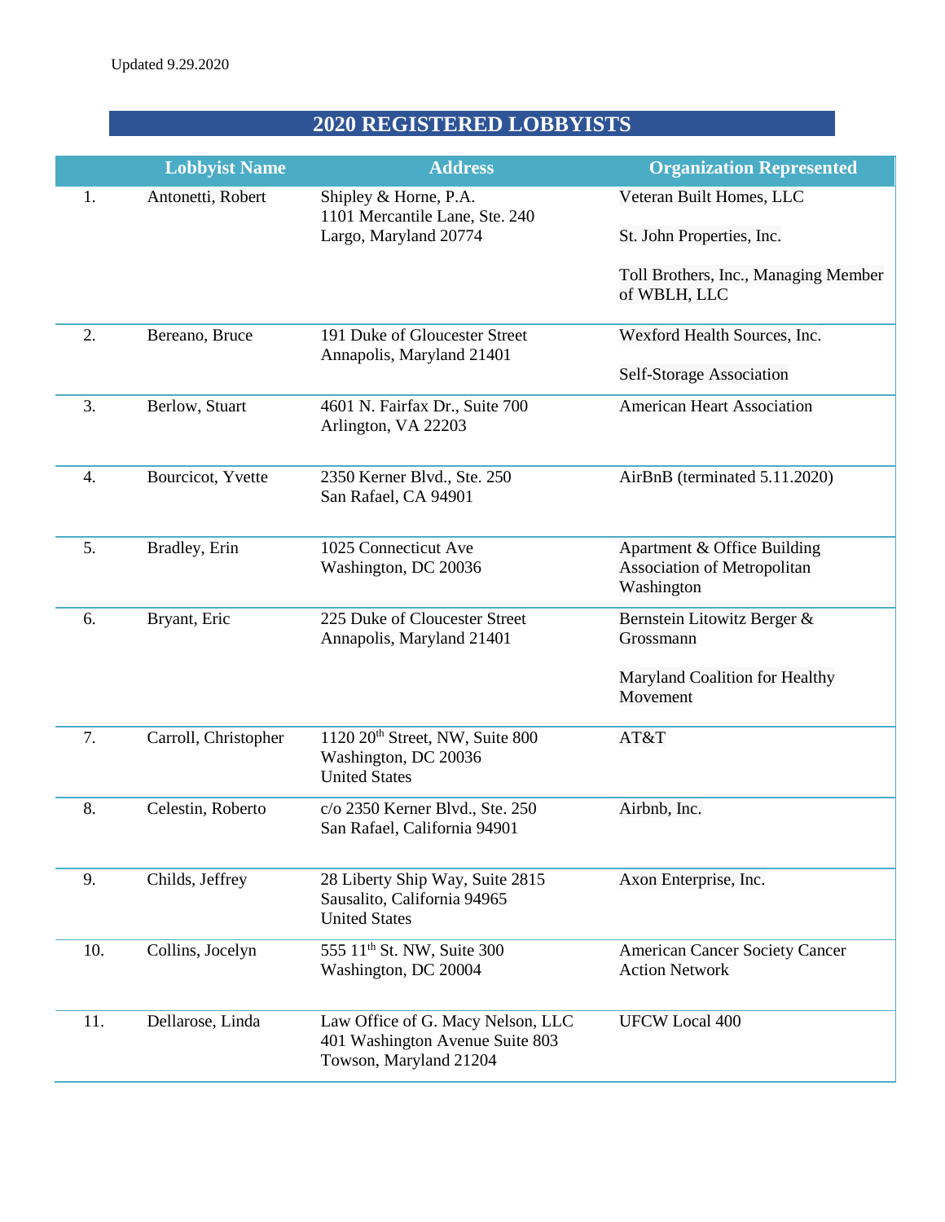Updated 9.29.2020

# 2020 REGISTERED LOBBYISTS

| | Lobbyist Name | Address | Organization Represented |
|---|---|---|---|
| 1. | Antonetti, Robert | Shipley & Horne, P.A.<br>1101 Mercantile Lane, Ste. 240<br>Largo, Maryland 20774 | Veteran Built Homes, LLC<br><br>St. John Properties, Inc.<br><br>Toll Brothers, Inc., Managing Member of WBLH, LLC |
| 2. | Bereano, Bruce | 191 Duke of Gloucester Street<br>Annapolis, Maryland 21401 | Wexford Health Sources, Inc.<br><br>Self-Storage Association |
| 3. | Berlow, Stuart | 4601 N. Fairfax Dr., Suite 700<br>Arlington, VA 22203 | American Heart Association |
| 4. | Bourcicot, Yvette | 2350 Kerner Blvd., Ste. 250<br>San Rafael, CA 94901 | AirBnB (terminated 5.11.2020) |
| 5. | Bradley, Erin | 1025 Connecticut Ave<br>Washington, DC 20036 | Apartment & Office Building Association of Metropolitan Washington |
| 6. | Bryant, Eric | 225 Duke of Cloucester Street<br>Annapolis, Maryland 21401 | Bernstein Litowitz Berger & Grossmann<br><br>Maryland Coalition for Healthy Movement |
| 7. | Carroll, Christopher | 1120 20th Street, NW, Suite 800<br>Washington, DC 20036<br>United States | AT&T |
| 8. | Celestin, Roberto | c/o 2350 Kerner Blvd., Ste. 250<br>San Rafael, California 94901 | Airbnb, Inc. |
| 9. | Childs, Jeffrey | 28 Liberty Ship Way, Suite 2815<br>Sausalito, California 94965<br>United States | Axon Enterprise, Inc. |
| 10. | Collins, Jocelyn | 555 11th St. NW, Suite 300<br>Washington, DC 20004 | American Cancer Society Cancer Action Network |
| 11. | Dellarose, Linda | Law Office of G. Macy Nelson, LLC<br>401 Washington Avenue Suite 803<br>Towson, Maryland 21204 | UFCW Local 400 |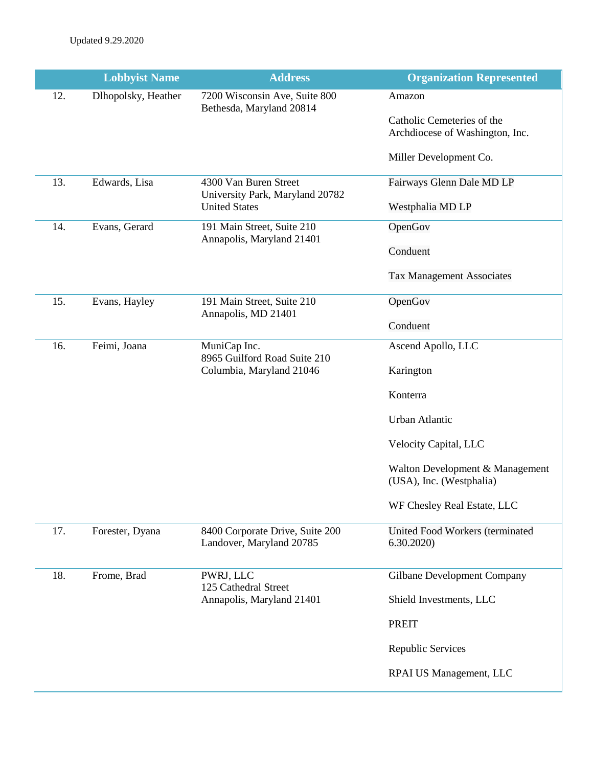Updated 9.29.2020

| | Lobbyist Name | Address | Organization Represented |
|---|---|---|---|
| 12. | Dlhopolsky, Heather | 7200 Wisconsin Ave, Suite 800<br>Bethesda, Maryland 20814 | Amazon<br><br>Catholic Cemeteries of the Archdiocese of Washington, Inc.<br><br>Miller Development Co. |
| 13. | Edwards, Lisa | 4300 Van Buren Street<br>University Park, Maryland 20782<br>United States | Fairways Glenn Dale MD LP<br><br>Westphalia MD LP |
| 14. | Evans, Gerard | 191 Main Street, Suite 210<br>Annapolis, Maryland 21401 | OpenGov<br><br>Conduent<br><br>Tax Management Associates |
| 15. | Evans, Hayley | 191 Main Street, Suite 210<br>Annapolis, MD 21401 | OpenGov<br><br>Conduent |
| 16. | Feimi, Joana | MuniCap Inc.<br>8965 Guilford Road Suite 210<br>Columbia, Maryland 21046 | Ascend Apollo, LLC<br><br>Karington<br><br>Konterra<br><br>Urban Atlantic<br><br>Velocity Capital, LLC<br><br>Walton Development & Management (USA), Inc. (Westphalia)<br><br>WF Chesley Real Estate, LLC |
| 17. | Forester, Dyana | 8400 Corporate Drive, Suite 200<br>Landover, Maryland 20785 | United Food Workers (terminated 6.30.2020) |
| 18. | Frome, Brad | PWRJ, LLC<br>125 Cathedral Street<br>Annapolis, Maryland 21401 | Gilbane Development Company<br><br>Shield Investments, LLC<br><br>PREIT<br><br>Republic Services<br><br>RPAI US Management, LLC |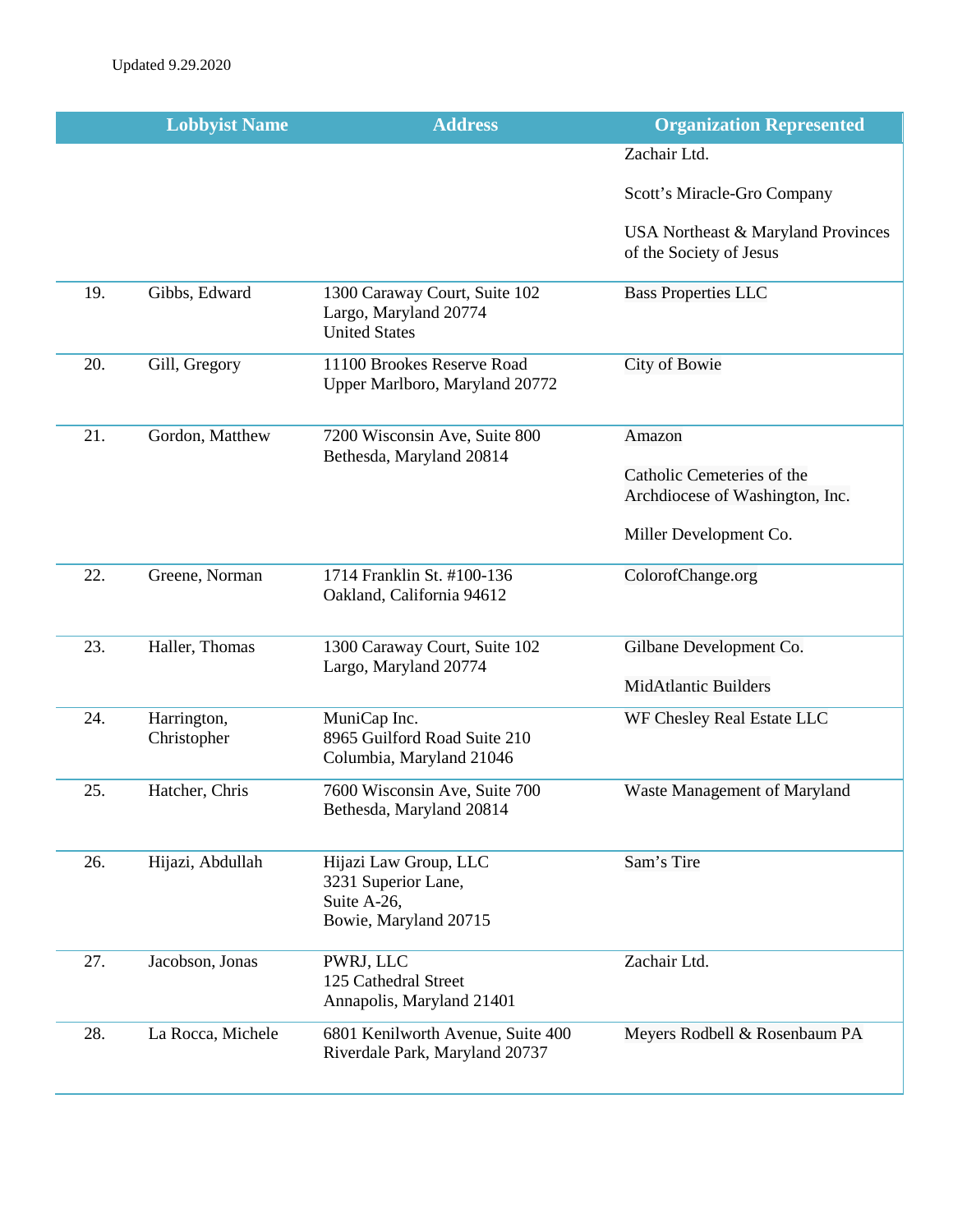Updated 9.29.2020

| | Lobbyist Name | Address | Organization Represented |
|---|---|---|---|
| | | | Zachair Ltd.<br><br>Scott's Miracle-Gro Company<br><br>USA Northeast & Maryland Provinces of the Society of Jesus |
| 19. | Gibbs, Edward | 1300 Caraway Court, Suite 102<br>Largo, Maryland 20774<br>United States | Bass Properties LLC |
| 20. | Gill, Gregory | 11100 Brookes Reserve Road<br>Upper Marlboro, Maryland 20772 | City of Bowie |
| 21. | Gordon, Matthew | 7200 Wisconsin Ave, Suite 800<br>Bethesda, Maryland 20814 | Amazon<br><br>Catholic Cemeteries of the Archdiocese of Washington, Inc.<br><br>Miller Development Co. |
| 22. | Greene, Norman | 1714 Franklin St. #100-136<br>Oakland, California 94612 | ColorofChange.org |
| 23. | Haller, Thomas | 1300 Caraway Court, Suite 102<br>Largo, Maryland 20774 | Gilbane Development Co.<br><br>MidAtlantic Builders |
| 24. | Harrington, Christopher | MuniCap Inc.<br>8965 Guilford Road Suite 210<br>Columbia, Maryland 21046 | WF Chesley Real Estate LLC |
| 25. | Hatcher, Chris | 7600 Wisconsin Ave, Suite 700<br>Bethesda, Maryland 20814 | Waste Management of Maryland |
| 26. | Hijazi, Abdullah | Hijazi Law Group, LLC<br>3231 Superior Lane,<br>Suite A-26,<br>Bowie, Maryland 20715 | Sam's Tire |
| 27. | Jacobson, Jonas | PWRJ, LLC<br>125 Cathedral Street<br>Annapolis, Maryland 21401 | Zachair Ltd. |
| 28. | La Rocca, Michele | 6801 Kenilworth Avenue, Suite 400<br>Riverdale Park, Maryland 20737 | Meyers Rodbell & Rosenbaum PA |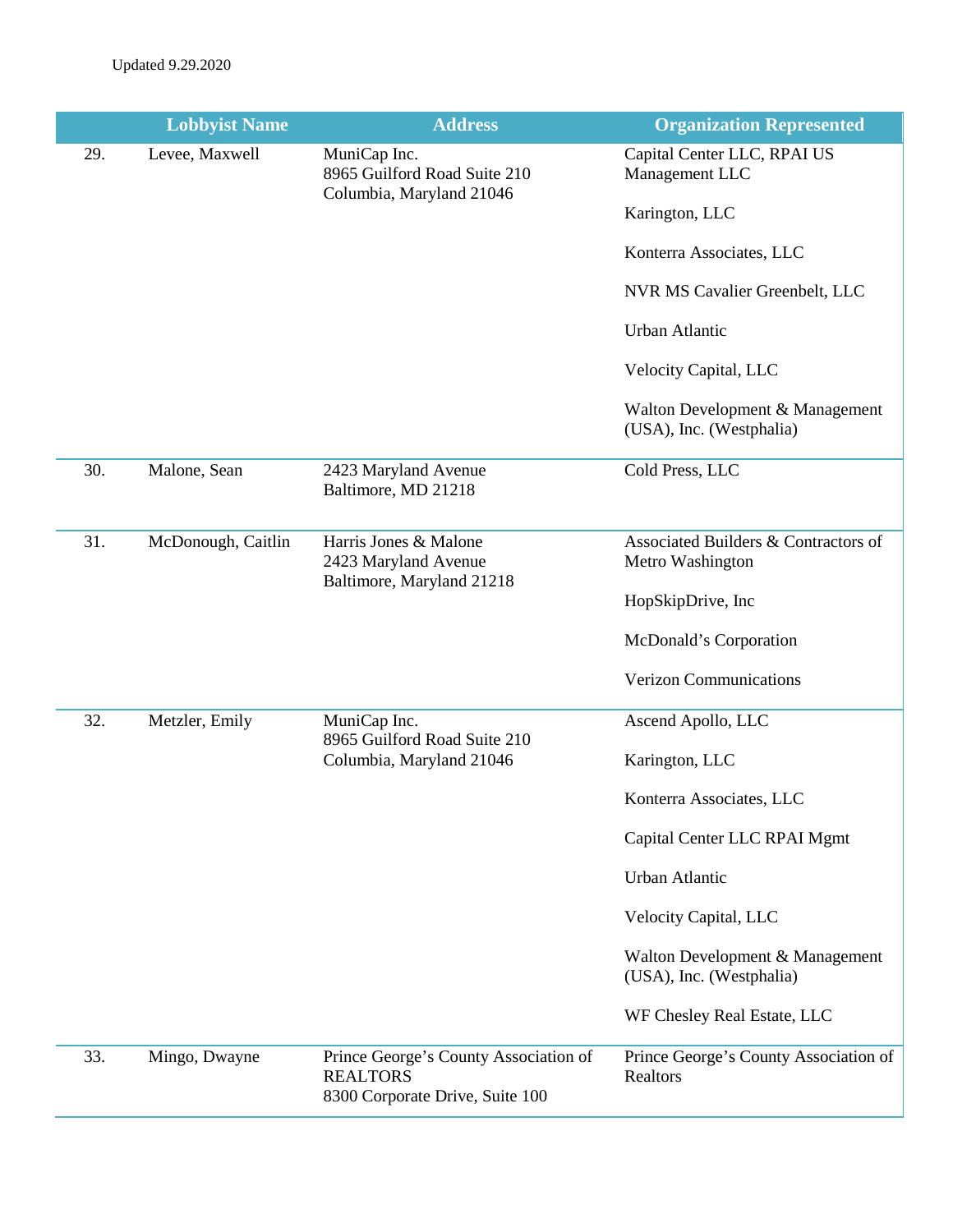Updated 9.29.2020

| | Lobbyist Name | Address | Organization Represented |
|---|---|---|---|
| 29. | Levee, Maxwell | MuniCap Inc.<br>8965 Guilford Road Suite 210<br>Columbia, Maryland 21046 | Capital Center LLC, RPAI US Management LLC<br><br>Karington, LLC<br><br>Konterra Associates, LLC<br><br>NVR MS Cavalier Greenbelt, LLC<br><br>Urban Atlantic<br><br>Velocity Capital, LLC<br><br>Walton Development & Management (USA), Inc. (Westphalia) |
| 30. | Malone, Sean | 2423 Maryland Avenue<br>Baltimore, MD 21218 | Cold Press, LLC |
| 31. | McDonough, Caitlin | Harris Jones & Malone<br>2423 Maryland Avenue<br>Baltimore, Maryland 21218 | Associated Builders & Contractors of Metro Washington<br><br>HopSkipDrive, Inc<br><br>McDonald's Corporation<br><br>Verizon Communications |
| 32. | Metzler, Emily | MuniCap Inc.<br>8965 Guilford Road Suite 210<br>Columbia, Maryland 21046 | Ascend Apollo, LLC<br><br>Karington, LLC<br><br>Konterra Associates, LLC<br><br>Capital Center LLC RPAI Mgmt<br><br>Urban Atlantic<br><br>Velocity Capital, LLC<br><br>Walton Development & Management (USA), Inc. (Westphalia)<br><br>WF Chesley Real Estate, LLC |
| 33. | Mingo, Dwayne | Prince George's County Association of REALTORS<br>8300 Corporate Drive, Suite 100 | Prince George's County Association of Realtors |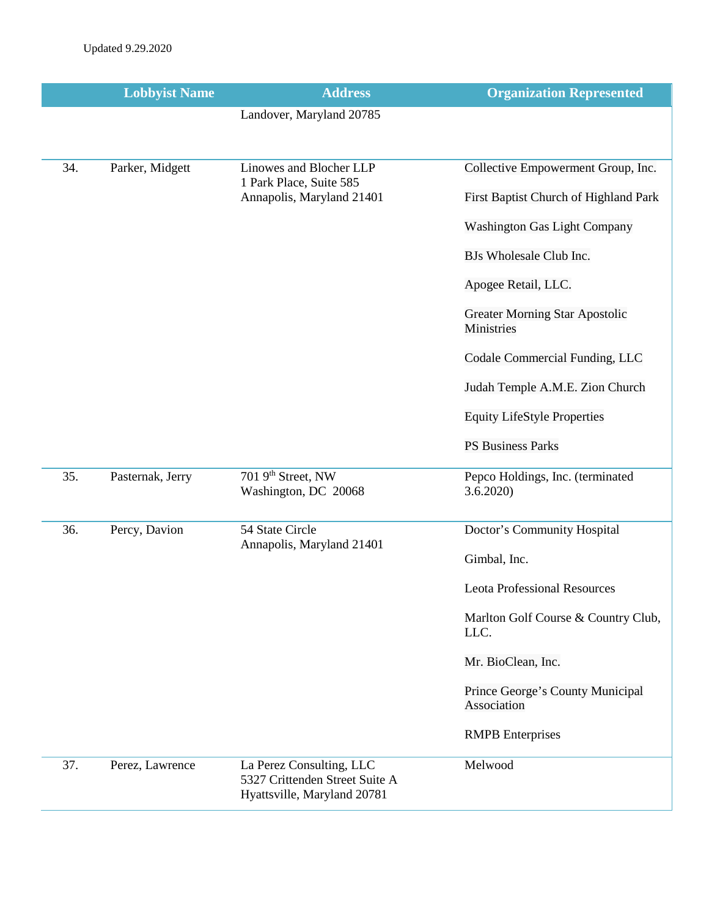Updated 9.29.2020

| | Lobbyist Name | Address | Organization Represented |
|---|---|---|---|
| | | Landover, Maryland 20785 | |
| 34. | Parker, Midgett | Linowes and Blocher LLP<br>1 Park Place, Suite 585<br>Annapolis, Maryland 21401 | Collective Empowerment Group, Inc.<br><br>First Baptist Church of Highland Park<br><br>Washington Gas Light Company<br><br>BJs Wholesale Club Inc.<br><br>Apogee Retail, LLC.<br><br>Greater Morning Star Apostolic Ministries<br><br>Codale Commercial Funding, LLC<br><br>Judah Temple A.M.E. Zion Church<br><br>Equity LifeStyle Properties<br><br>PS Business Parks |
| 35. | Pasternak, Jerry | 701 9th Street, NW<br>Washington, DC 20068 | Pepco Holdings, Inc. (terminated 3.6.2020) |
| 36. | Percy, Davion | 54 State Circle<br>Annapolis, Maryland 21401 | Doctor's Community Hospital<br><br>Gimbal, Inc.<br><br>Leota Professional Resources<br><br>Marlton Golf Course & Country Club, LLC.<br><br>Mr. BioClean, Inc.<br><br>Prince George's County Municipal Association<br><br>RMPB Enterprises |
| 37. | Perez, Lawrence | La Perez Consulting, LLC<br>5327 Crittenden Street Suite A<br>Hyattsville, Maryland 20781 | Melwood |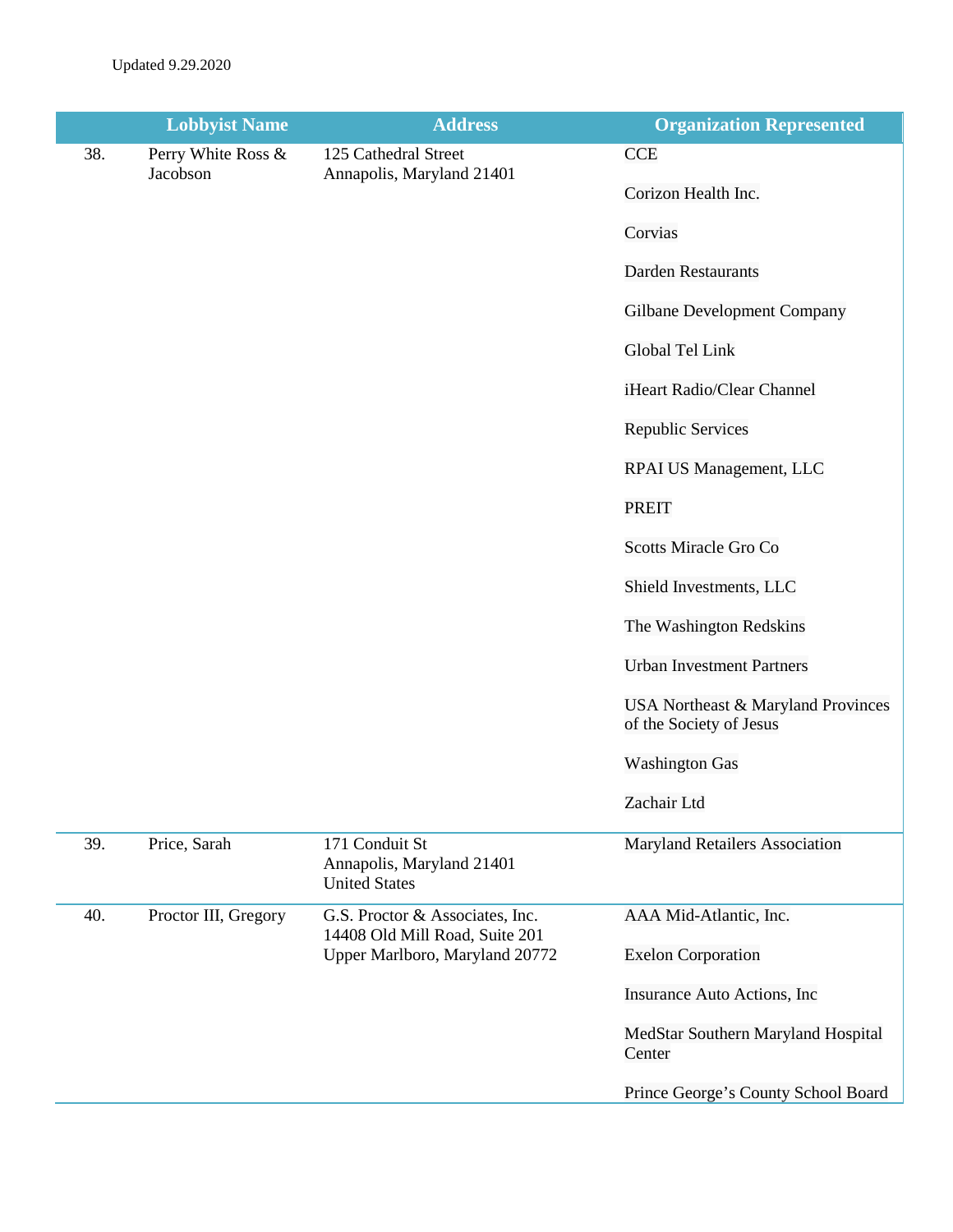Updated 9.29.2020

| | Lobbyist Name | Address | Organization Represented |
|---|---|---|---|
| 38. | Perry White Ross & Jacobson | 125 Cathedral Street<br>Annapolis, Maryland 21401 | CCE<br>Corizon Health Inc.<br>Corvias<br>Darden Restaurants<br>Gilbane Development Company<br>Global Tel Link<br>iHeart Radio/Clear Channel<br>Republic Services<br>RPAI US Management, LLC<br>PREIT<br>Scotts Miracle Gro Co<br>Shield Investments, LLC<br>The Washington Redskins<br>Urban Investment Partners<br>USA Northeast & Maryland Provinces of the Society of Jesus<br>Washington Gas<br>Zachair Ltd |
| 39. | Price, Sarah | 171 Conduit St<br>Annapolis, Maryland 21401<br>United States | Maryland Retailers Association |
| 40. | Proctor III, Gregory | G.S. Proctor & Associates, Inc.<br>14408 Old Mill Road, Suite 201<br>Upper Marlboro, Maryland 20772 | AAA Mid-Atlantic, Inc.<br>Exelon Corporation<br>Insurance Auto Actions, Inc<br>MedStar Southern Maryland Hospital Center<br>Prince George's County School Board |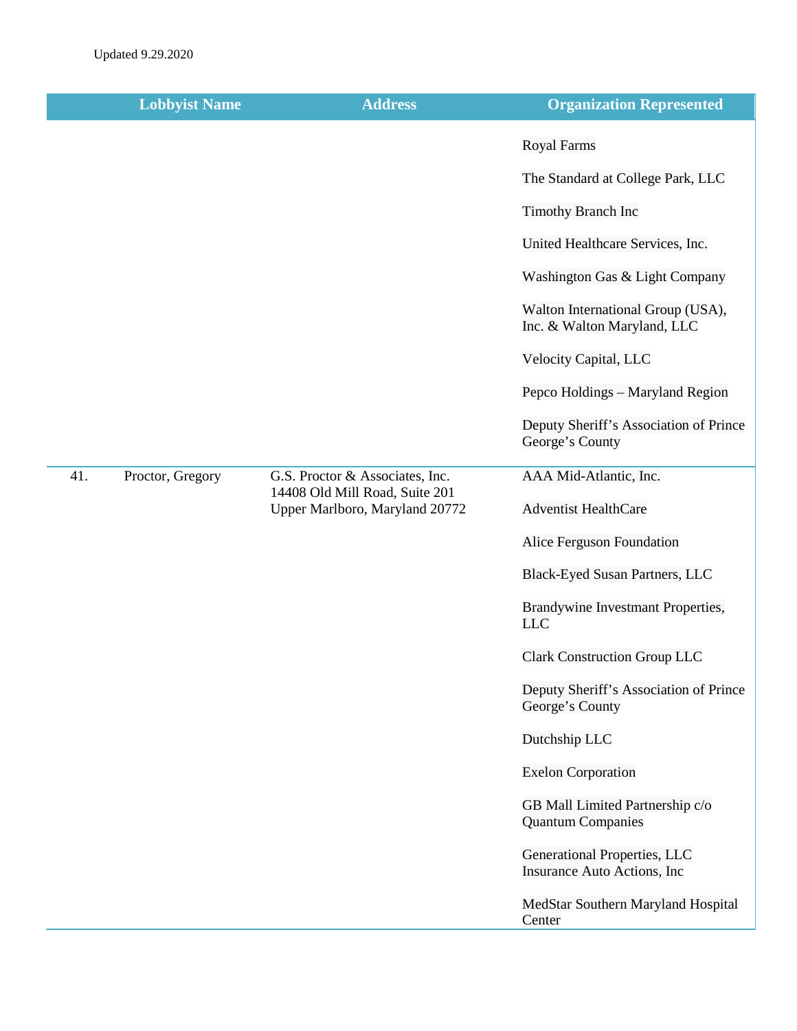Updated 9.29.2020

| | Lobbyist Name | Address | Organization Represented |
|---|---|---|---|
| | | | Royal Farms |
| | | | The Standard at College Park, LLC |
| | | | Timothy Branch Inc |
| | | | United Healthcare Services, Inc. |
| | | | Washington Gas & Light Company |
| | | | Walton International Group (USA), Inc. & Walton Maryland, LLC |
| | | | Velocity Capital, LLC |
| | | | Pepco Holdings – Maryland Region |
| | | | Deputy Sheriff's Association of Prince George's County |
| 41. | Proctor, Gregory | G.S. Proctor & Associates, Inc. 14408 Old Mill Road, Suite 201 Upper Marlboro, Maryland 20772 | AAA Mid-Atlantic, Inc. |
| | | | Adventist HealthCare |
| | | | Alice Ferguson Foundation |
| | | | Black-Eyed Susan Partners, LLC |
| | | | Brandywine Investmant Properties, LLC |
| | | | Clark Construction Group LLC |
| | | | Deputy Sheriff's Association of Prince George's County |
| | | | Dutchship LLC |
| | | | Exelon Corporation |
| | | | GB Mall Limited Partnership c/o Quantum Companies |
| | | | Generational Properties, LLC Insurance Auto Actions, Inc |
| | | | MedStar Southern Maryland Hospital Center |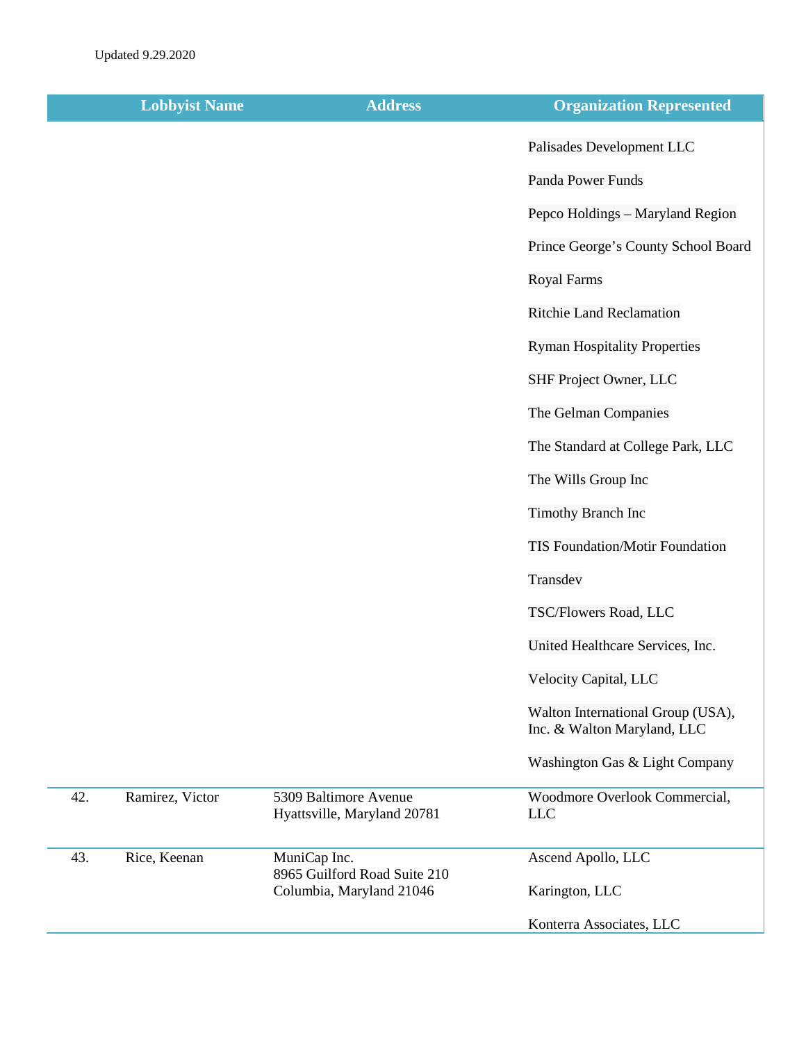Updated 9.29.2020

| | Lobbyist Name | Address | Organization Represented |
|---|---|---|---|
| | | | Palisades Development LLC |
| | | | Panda Power Funds |
| | | | Pepco Holdings – Maryland Region |
| | | | Prince George's County School Board |
| | | | Royal Farms |
| | | | Ritchie Land Reclamation |
| | | | Ryman Hospitality Properties |
| | | | SHF Project Owner, LLC |
| | | | The Gelman Companies |
| | | | The Standard at College Park, LLC |
| | | | The Wills Group Inc |
| | | | Timothy Branch Inc |
| | | | TIS Foundation/Motir Foundation |
| | | | Transdev |
| | | | TSC/Flowers Road, LLC |
| | | | United Healthcare Services, Inc. |
| | | | Velocity Capital, LLC |
| | | | Walton International Group (USA), Inc. & Walton Maryland, LLC |
| | | | Washington Gas & Light Company |
| 42. | Ramirez, Victor | 5309 Baltimore Avenue Hyattsville, Maryland 20781 | Woodmore Overlook Commercial, LLC |
| 43. | Rice, Keenan | MuniCap Inc. 8965 Guilford Road Suite 210 Columbia, Maryland 21046 | Ascend Apollo, LLC |
| | | | Karington, LLC |
| | | | Konterra Associates, LLC |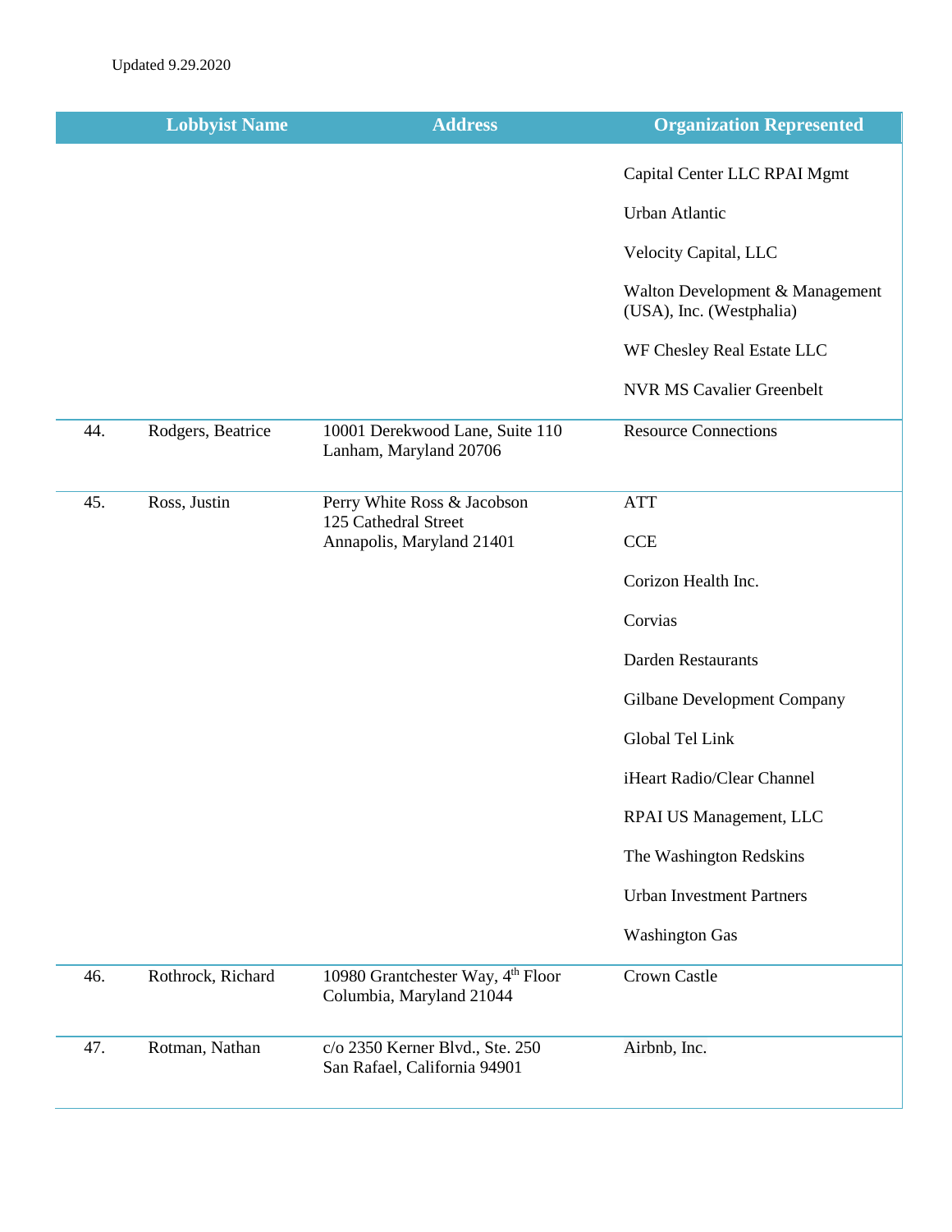Updated 9.29.2020

| | Lobbyist Name | Address | Organization Represented |
|---|---|---|---|
| | | | Capital Center LLC RPAI Mgmt |
| | | | Urban Atlantic |
| | | | Velocity Capital, LLC |
| | | | Walton Development & Management (USA), Inc. (Westphalia) |
| | | | WF Chesley Real Estate LLC |
| | | | NVR MS Cavalier Greenbelt |
| 44. | Rodgers, Beatrice | 10001 Derekwood Lane, Suite 110<br>Lanham, Maryland 20706 | Resource Connections |
| 45. | Ross, Justin | Perry White Ross & Jacobson<br>125 Cathedral Street<br>Annapolis, Maryland 21401 | ATT |
| | | | CCE |
| | | | Corizon Health Inc. |
| | | | Corvias |
| | | | Darden Restaurants |
| | | | Gilbane Development Company |
| | | | Global Tel Link |
| | | | iHeart Radio/Clear Channel |
| | | | RPAI US Management, LLC |
| | | | The Washington Redskins |
| | | | Urban Investment Partners |
| | | | Washington Gas |
| 46. | Rothrock, Richard | 10980 Grantchester Way, 4th Floor<br>Columbia, Maryland 21044 | Crown Castle |
| 47. | Rotman, Nathan | c/o 2350 Kerner Blvd., Ste. 250<br>San Rafael, California 94901 | Airbnb, Inc. |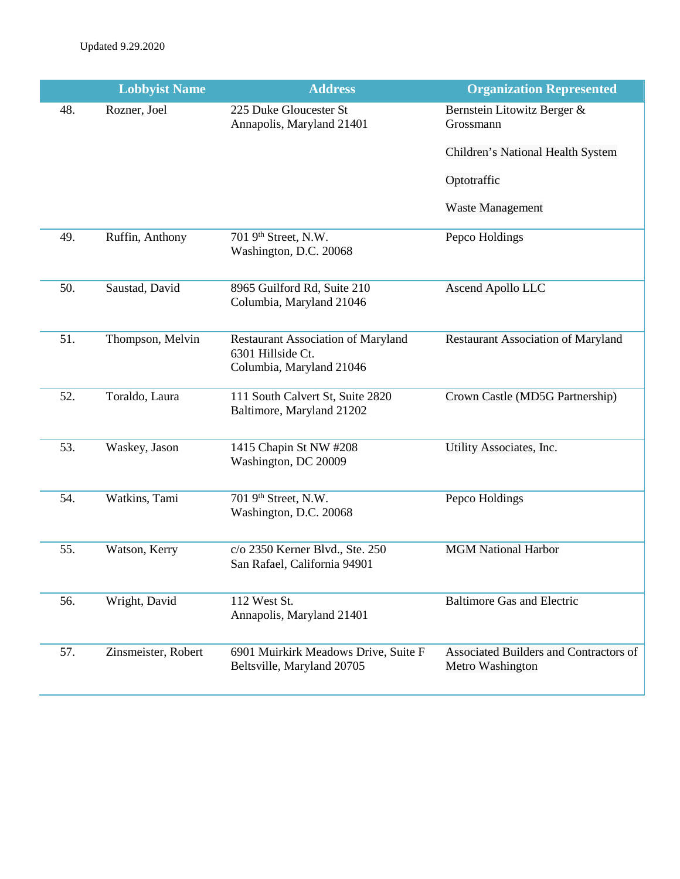Updated 9.29.2020

| | Lobbyist Name | Address | Organization Represented |
|---|---|---|---|
| 48. | Rozner, Joel | 225 Duke Gloucester St<br>Annapolis, Maryland 21401 | Bernstein Litowitz Berger & Grossmann<br><br>Children's National Health System<br><br>Optotraffic<br><br>Waste Management |
| 49. | Ruffin, Anthony | 701 9th Street, N.W.<br>Washington, D.C. 20068 | Pepco Holdings |
| 50. | Saustad, David | 8965 Guilford Rd, Suite 210<br>Columbia, Maryland 21046 | Ascend Apollo LLC |
| 51. | Thompson, Melvin | Restaurant Association of Maryland<br>6301 Hillside Ct.<br>Columbia, Maryland 21046 | Restaurant Association of Maryland |
| 52. | Toraldo, Laura | 111 South Calvert St, Suite 2820<br>Baltimore, Maryland 21202 | Crown Castle (MD5G Partnership) |
| 53. | Waskey, Jason | 1415 Chapin St NW #208<br>Washington, DC 20009 | Utility Associates, Inc. |
| 54. | Watkins, Tami | 701 9th Street, N.W.<br>Washington, D.C. 20068 | Pepco Holdings |
| 55. | Watson, Kerry | c/o 2350 Kerner Blvd., Ste. 250<br>San Rafael, California 94901 | MGM National Harbor |
| 56. | Wright, David | 112 West St.<br>Annapolis, Maryland 21401 | Baltimore Gas and Electric |
| 57. | Zinsmeister, Robert | 6901 Muirkirk Meadows Drive, Suite F<br>Beltsville, Maryland 20705 | Associated Builders and Contractors of Metro Washington |